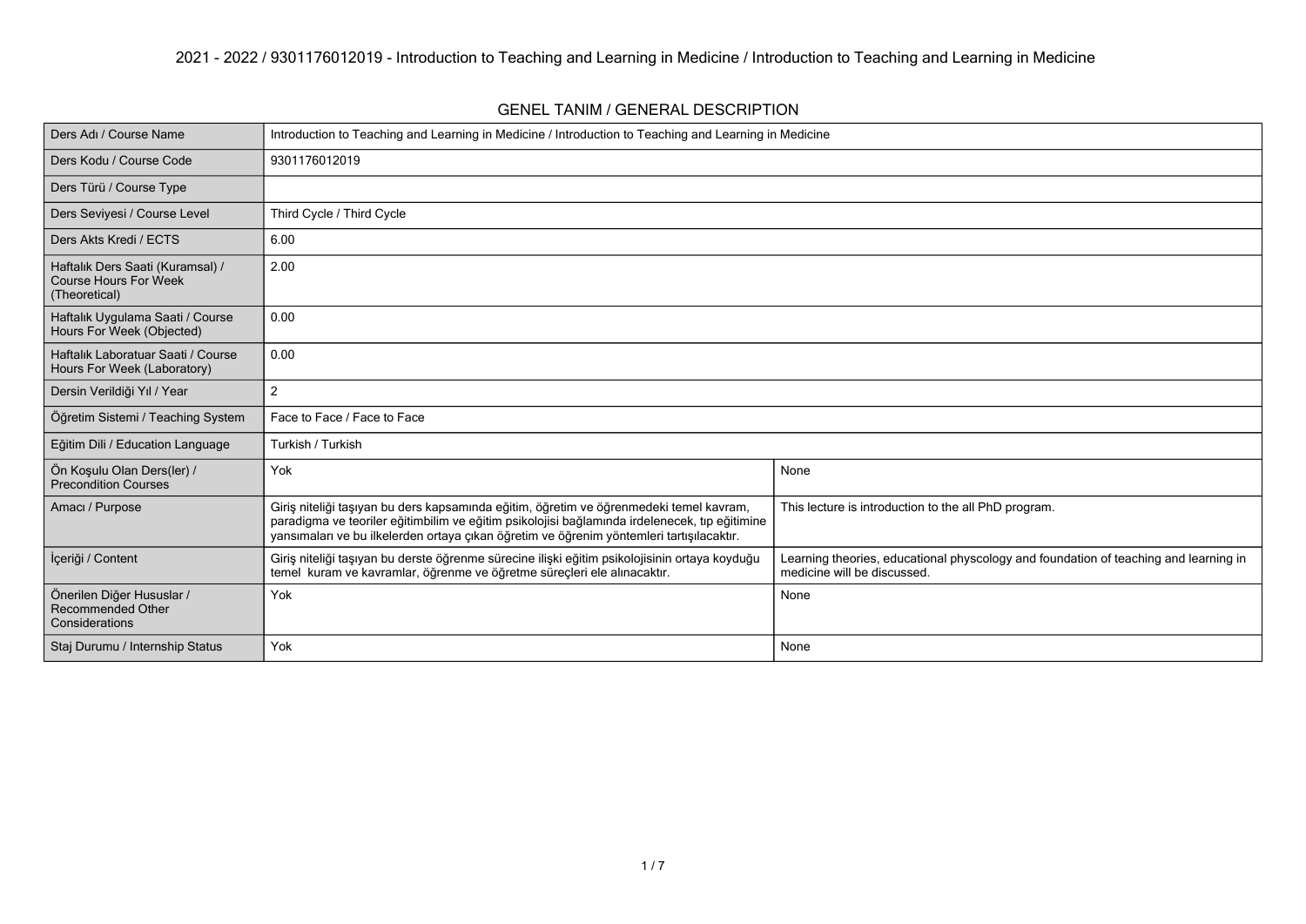# 2021 - 2022 / 9301176012019 - Introduction to Teaching and Learning in Medicine / Introduction to Teaching and Learning in Medicine

## GENEL TANIM / GENERAL DESCRIPTION

| Ders Adı / Course Name | Introduction to Teaching and Learning in Medicine / Introduction to Teaching and Learning in Medicine | |
|---|---|---|
| Ders Kodu / Course Code | 9301176012019 | |
| Ders Türü / Course Type | | |
| Ders Seviyesi / Course Level | Third Cycle / Third Cycle | |
| Ders Akts Kredi / ECTS | 6.00 | |
| Haftalık Ders Saati (Kuramsal) / Course Hours For Week (Theoretical) | 2.00 | |
| Haftalık Uygulama Saati / Course Hours For Week (Objected) | 0.00 | |
| Haftalık Laboratuar Saati / Course Hours For Week (Laboratory) | 0.00 | |
| Dersin Verildiği Yıl / Year | 2 | |
| Öğretim Sistemi / Teaching System | Face to Face / Face to Face | |
| Eğitim Dili / Education Language | Turkish / Turkish | |
| Ön Koşulu Olan Ders(ler) / Precondition Courses | Yok | None |
| Amacı / Purpose | Giriş niteliği taşıyan bu ders kapsamında eğitim, öğretim ve öğrenmedeki temel kavram, paradigma ve teoriler eğitimbilim ve eğitim psikolojisi bağlamında irdelenecek, tıp eğitimine yansımaları ve bu ilkelerden ortaya çıkan öğretim ve öğrenim yöntemleri tartışılacaktır. | This lecture is introduction to the all PhD program. |
| İçeriği / Content | Giriş niteliği taşıyan bu derste öğrenme sürecine ilişki eğitim psikolojisinin ortaya koyduğu temel kuram ve kavramlar, öğrenme ve öğretme süreçleri ele alınacaktır. | Learning theories, educational physcology and foundation of teaching and learning in medicine will be discussed. |
| Önerilen Diğer Hususlar / Recommended Other Considerations | Yok | None |
| Staj Durumu / Internship Status | Yok | None |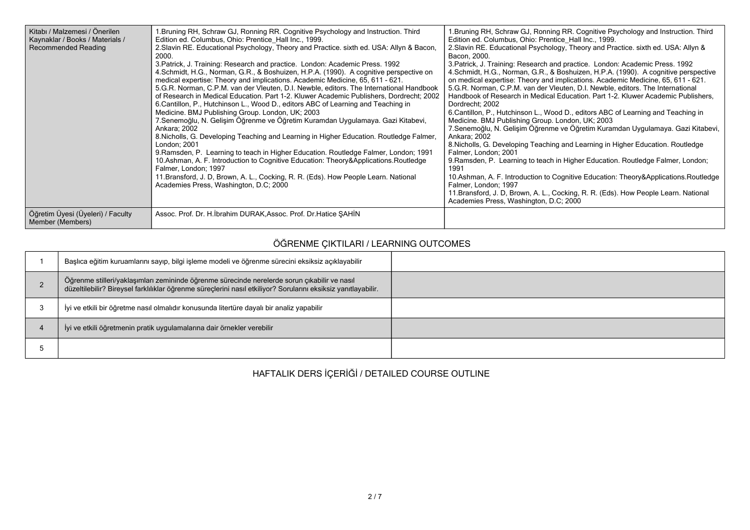| Kitabı / Malzemesi / Önerilen Kaynaklar / Books / Materials / Recommended Reading | 1.Bruning RH, Schraw GJ, Ronning RR. Cognitive Psychology and Instruction. Third Edition ed. Columbus, Ohio: Prentice_Hall Inc., 1999.<br>2.Slavin RE. Educational Psychology, Theory and Practice. sixth ed. USA: Allyn & Bacon, 2000.<br>3.Patrick, J. Training: Research and practice. London: Academic Press. 1992<br>4.Schmidt, H.G., Norman, G.R., & Boshuizen, H.P.A. (1990). A cognitive perspective on medical expertise: Theory and implications. Academic Medicine, 65, 611 - 621.<br>5.G.R. Norman, C.P.M. van der Vleuten, D.I. Newble, editors. The International Handbook of Research in Medical Education. Part 1-2. Kluwer Academic Publishers, Dordrecht; 2002<br>6.Cantillon, P., Hutchinson L., Wood D., editors ABC of Learning and Teaching in Medicine. BMJ Publishing Group. London, UK; 2003<br>7.Senemoğlu, N. Gelişim Öğrenme ve Öğretim Kuramdan Uygulamaya. Gazi Kitabevi, Ankara; 2002<br>8.Nicholls, G. Developing Teaching and Learning in Higher Education. Routledge Falmer, London; 2001<br>9.Ramsden, P. Learning to teach in Higher Education. Routledge Falmer, London; 1991<br>10.Ashman, A. F. Introduction to Cognitive Education: Theory&Applications.Routledge Falmer, London; 1997<br>11.Bransford, J. D, Brown, A. L., Cocking, R. R. (Eds). How People Learn. National Academies Press, Washington, D.C; 2000 | 1.Bruning RH, Schraw GJ, Ronning RR. Cognitive Psychology and Instruction. Third Edition ed. Columbus, Ohio: Prentice_Hall Inc., 1999.<br>2.Slavin RE. Educational Psychology, Theory and Practice. sixth ed. USA: Allyn & Bacon, 2000.<br>3.Patrick, J. Training: Research and practice. London: Academic Press. 1992<br>4.Schmidt, H.G., Norman, G.R., & Boshuizen, H.P.A. (1990). A cognitive perspective on medical expertise: Theory and implications. Academic Medicine, 65, 611 - 621.<br>5.G.R. Norman, C.P.M. van der Vleuten, D.I. Newble, editors. The International Handbook of Research in Medical Education. Part 1-2. Kluwer Academic Publishers, Dordrecht; 2002<br>6.Cantillon, P., Hutchinson L., Wood D., editors ABC of Learning and Teaching in Medicine. BMJ Publishing Group. London, UK; 2003<br>7.Senemoğlu, N. Gelişim Öğrenme ve Öğretim Kuramdan Uygulamaya. Gazi Kitabevi, Ankara; 2002<br>8.Nicholls, G. Developing Teaching and Learning in Higher Education. Routledge Falmer, London; 2001<br>9.Ramsden, P. Learning to teach in Higher Education. Routledge Falmer, London; 1991<br>10.Ashman, A. F. Introduction to Cognitive Education: Theory&Applications.Routledge Falmer, London; 1997<br>11.Bransford, J. D, Brown, A. L., Cocking, R. R. (Eds). How People Learn. National Academies Press, Washington, D.C; 2000 |
|---|---|---|
| Öğretim Üyesi (Üyeleri) / Faculty Member (Members) | Assoc. Prof. Dr. H.İbrahim DURAK,Assoc. Prof. Dr.Hatice ŞAHİN | |

## ÖĞRENME ÇIKTILARI / LEARNING OUTCOMES

| | | |
|---|---|---|
| 1 | Başlıca eğitim kuruamlarını sayıp, bilgi işleme modeli ve öğrenme sürecini eksiksiz açıklayabilir | |
| 2 | Öğrenme stilleri/yaklaşımları zemininde öğrenme sürecinde nerelerde sorun çıkabilir ve nasıl düzeltilebilir? Bireysel farklılıklar öğrenme süreçlerini nasıl etkiliyor? Sorularını eksiksiz yanıtlayabilir. | |
| 3 | İyi ve etkili bir öğretme nasıl olmalıdır konusunda litertüre dayalı bir analiz yapabilir | |
| 4 | İyi ve etkili öğretmenin pratik uygulamalarına dair örnekler verebilir | |
| 5 | | |

## HAFTALIK DERS İÇERİĞİ / DETAILED COURSE OUTLINE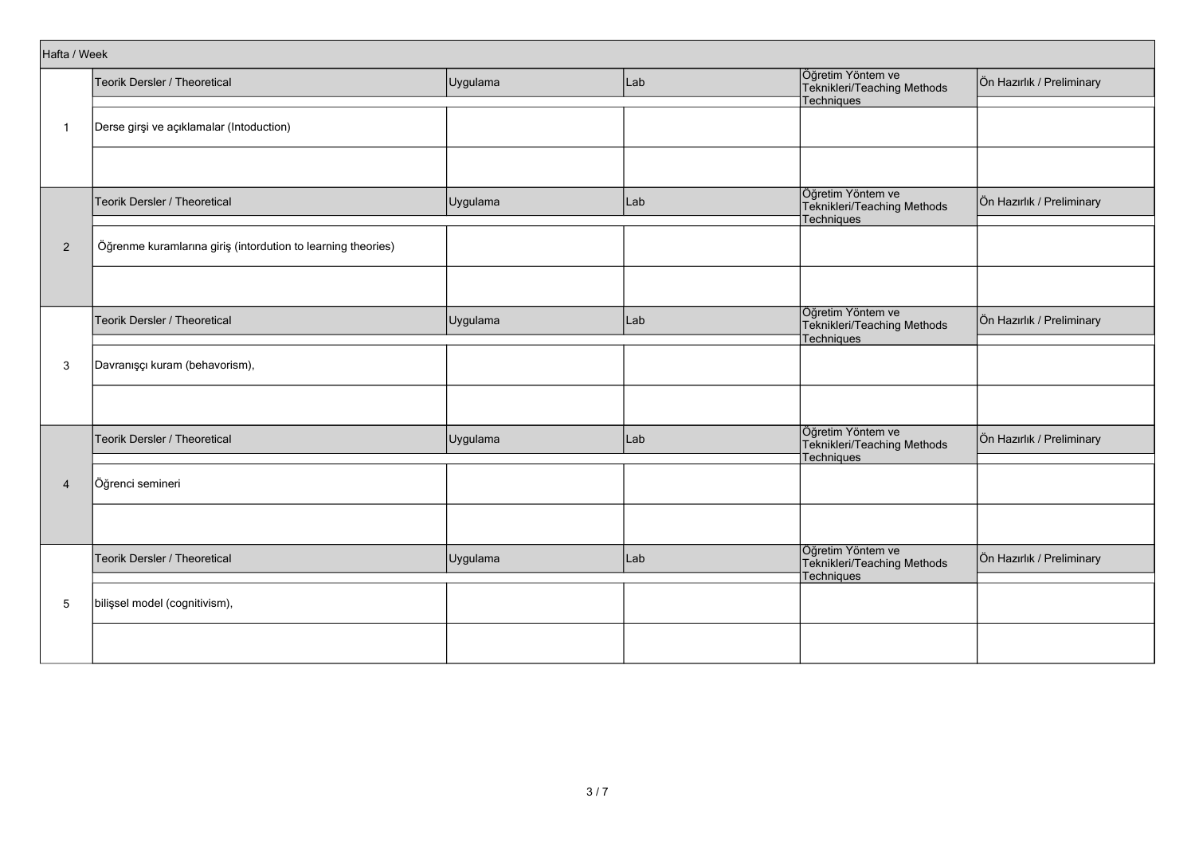| Hafta / Week | Teorik Dersler / Theoretical | Uygulama | Lab | Öğretim Yöntem ve Teknikleri/Teaching Methods Techniques | Ön Hazırlık / Preliminary |
|---|---|---|---|---|---|
| 1 | Derse girşi ve açıklamalar (Intoduction) | | | | |
| | | | | | |
| | Teorik Dersler / Theoretical | Uygulama | Lab | Öğretim Yöntem ve Teknikleri/Teaching Methods Techniques | Ön Hazırlık / Preliminary |
| 2 | Öğrenme kuramlarına giriş (intordution to learning theories) | | | | |
| | | | | | |
| | Teorik Dersler / Theoretical | Uygulama | Lab | Öğretim Yöntem ve Teknikleri/Teaching Methods Techniques | Ön Hazırlık / Preliminary |
| 3 | Davranışçı kuram (behavorism), | | | | |
| | | | | | |
| | Teorik Dersler / Theoretical | Uygulama | Lab | Öğretim Yöntem ve Teknikleri/Teaching Methods Techniques | Ön Hazırlık / Preliminary |
| 4 | Öğrenci semineri | | | | |
| | | | | | |
| | Teorik Dersler / Theoretical | Uygulama | Lab | Öğretim Yöntem ve Teknikleri/Teaching Methods Techniques | Ön Hazırlık / Preliminary |
| 5 | bilişsel model (cognitivism), | | | | |
| | | | | | |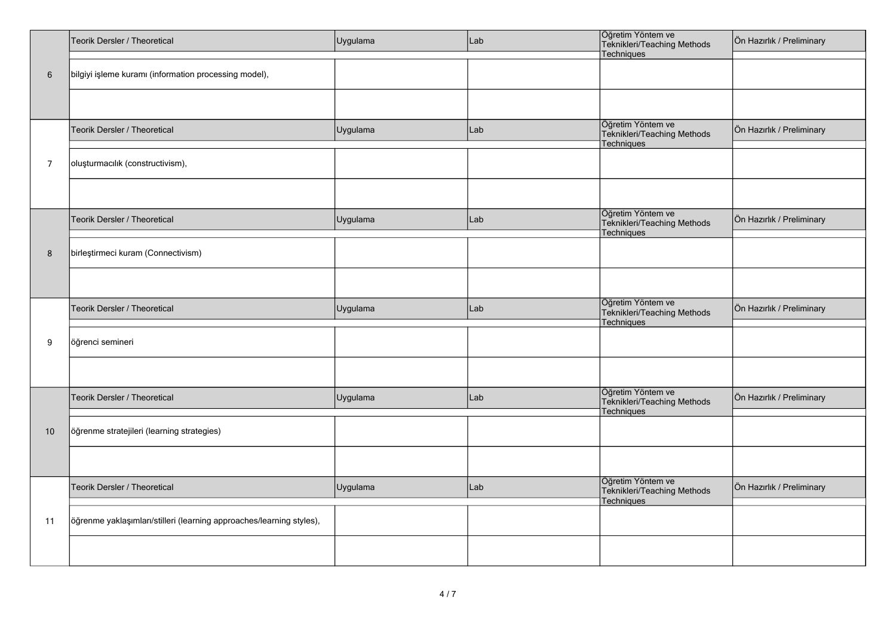| | Teorik Dersler / Theoretical | Uygulama | Lab | Öğretim Yöntem ve Teknikleri/Teaching Methods Techniques | Ön Hazırlık / Preliminary |
|---|---|---|---|---|---|
| 6 | bilgiyi işleme kuramı (information processing model), | | | | |
| | | | | | |
| | Teorik Dersler / Theoretical | Uygulama | Lab | Öğretim Yöntem ve Teknikleri/Teaching Methods Techniques | Ön Hazırlık / Preliminary |
| 7 | oluşturmacılık (constructivism), | | | | |
| | | | | | |
| | Teorik Dersler / Theoretical | Uygulama | Lab | Öğretim Yöntem ve Teknikleri/Teaching Methods Techniques | Ön Hazırlık / Preliminary |
| 8 | birleştirmeci kuram (Connectivism) | | | | |
| | | | | | |
| | Teorik Dersler / Theoretical | Uygulama | Lab | Öğretim Yöntem ve Teknikleri/Teaching Methods Techniques | Ön Hazırlık / Preliminary |
| 9 | öğrenci semineri | | | | |
| | | | | | |
| | Teorik Dersler / Theoretical | Uygulama | Lab | Öğretim Yöntem ve Teknikleri/Teaching Methods Techniques | Ön Hazırlık / Preliminary |
| 10 | öğrenme stratejileri (learning strategies) | | | | |
| | | | | | |
| | Teorik Dersler / Theoretical | Uygulama | Lab | Öğretim Yöntem ve Teknikleri/Teaching Methods Techniques | Ön Hazırlık / Preliminary |
| 11 | öğrenme yaklaşımları/stilleri (learning approaches/learning styles), | | | | |
| | | | | | |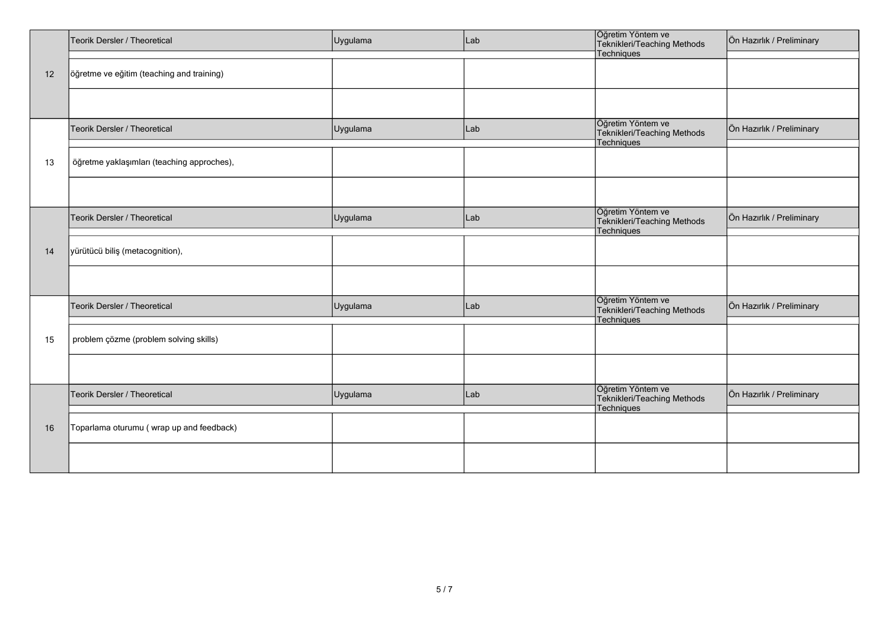| | Teorik Dersler / Theoretical | Uygulama | Lab | Öğretim Yöntem ve Teknikleri/Teaching Methods Techniques | Ön Hazırlık / Preliminary |
|---|---|---|---|---|---|
| 12 | öğretme ve eğitim (teaching and training) | | | | |
| | | | | | |

| | Teorik Dersler / Theoretical | Uygulama | Lab | Öğretim Yöntem ve Teknikleri/Teaching Methods Techniques | Ön Hazırlık / Preliminary |
|---|---|---|---|---|---|
| 13 | öğretme yaklaşımları (teaching approches), | | | | |
| | | | | | |

| | Teorik Dersler / Theoretical | Uygulama | Lab | Öğretim Yöntem ve Teknikleri/Teaching Methods Techniques | Ön Hazırlık / Preliminary |
|---|---|---|---|---|---|
| 14 | yürütücü biliş (metacognition), | | | | |
| | | | | | |

| | Teorik Dersler / Theoretical | Uygulama | Lab | Öğretim Yöntem ve Teknikleri/Teaching Methods Techniques | Ön Hazırlık / Preliminary |
|---|---|---|---|---|---|
| 15 | problem çözme (problem solving skills) | | | | |
| | | | | | |

| | Teorik Dersler / Theoretical | Uygulama | Lab | Öğretim Yöntem ve Teknikleri/Teaching Methods Techniques | Ön Hazırlık / Preliminary |
|---|---|---|---|---|---|
| 16 | Toparlama oturumu ( wrap up and feedback) | | | | |
| | | | | | |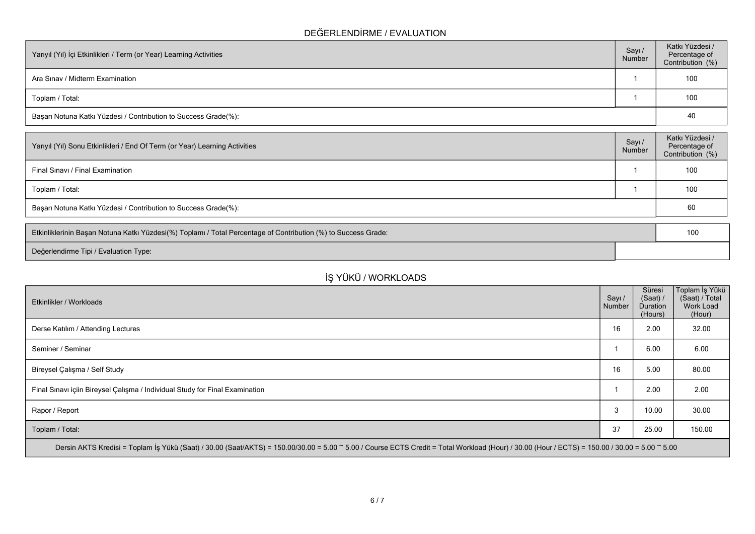## DEĞERLENDİRME / EVALUATION

| Yarıyıl (Yıl) İçi Etkinlikleri / Term (or Year) Learning Activities | Sayı / Number | Katkı Yüzdesi / Percentage of Contribution (%) |
|---|---|---|
| Ara Sınav / Midterm Examination | 1 | 100 |
| Toplam / Total: | 1 | 100 |
| Başarı Notuna Katkı Yüzdesi / Contribution to Success Grade(%): | | 40 |

| Yarıyıl (Yıl) Sonu Etkinlikleri / End Of Term (or Year) Learning Activities | Sayı / Number | Katkı Yüzdesi / Percentage of Contribution (%) |
|---|---|---|
| Final Sınavı / Final Examination | 1 | 100 |
| Toplam / Total: | 1 | 100 |
| Başarı Notuna Katkı Yüzdesi / Contribution to Success Grade(%): | | 60 |

| | |
|---|---|
| Etkinliklerinin Başarı Notuna Katkı Yüzdesi(%) Toplamı / Total Percentage of Contribution (%) to Success Grade: | 100 |
| Değerlendirme Tipi / Evaluation Type: | |

## İŞ YÜKÜ / WORKLOADS

| Etkinlikler / Workloads | Sayı / Number | Süresi (Saat) / Duration (Hours) | Toplam İş Yükü (Saat) / Total Work Load (Hour) |
|---|---|---|---|
| Derse Katılım / Attending Lectures | 16 | 2.00 | 32.00 |
| Seminer / Seminar | 1 | 6.00 | 6.00 |
| Bireysel Çalışma / Self Study | 16 | 5.00 | 80.00 |
| Final Sınavı içiin Bireysel Çalışma / Individual Study for Final Examination | 1 | 2.00 | 2.00 |
| Rapor / Report | 3 | 10.00 | 30.00 |
| Toplam / Total: | 37 | 25.00 | 150.00 |

Dersin AKTS Kredisi = Toplam İş Yükü (Saat) / 30.00 (Saat/AKTS) = 150.00/30.00 = 5.00 ~ 5.00 / Course ECTS Credit = Total Workload (Hour) / 30.00 (Hour / ECTS) = 150.00 / 30.00 = 5.00 ~ 5.00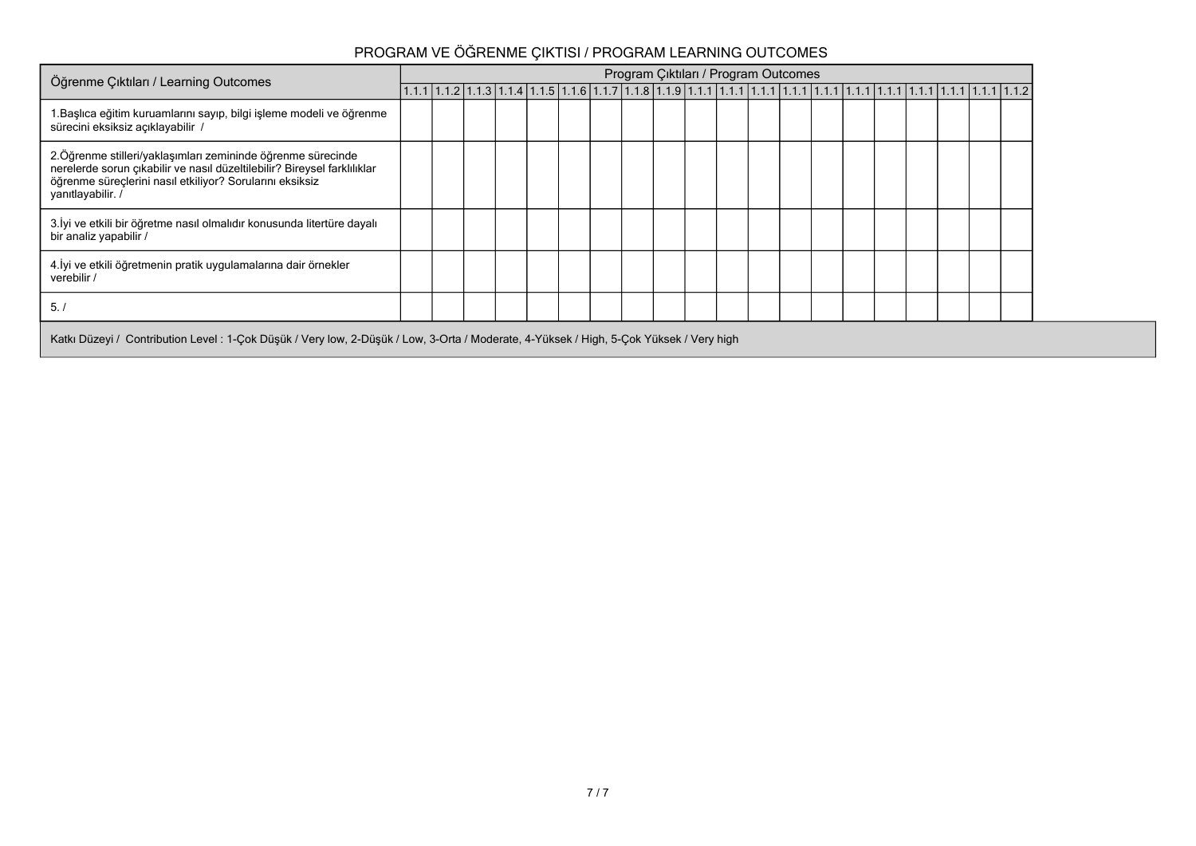## PROGRAM VE ÖĞRENME ÇIKTISI / PROGRAM LEARNING OUTCOMES

| Öğrenme Çıktıları / Learning Outcomes | Program Çıktıları / Program Outcomes | | | | | | | | | | | | | | | | | | | |
|---|---|---|---|---|---|---|---|---|---|---|---|---|---|---|---|---|---|---|---|---|
| | 1.1.1 | 1.1.2 | 1.1.3 | 1.1.4 | 1.1.5 | 1.1.6 | 1.1.7 | 1.1.8 | 1.1.9 | 1.1.1 | 1.1.1 | 1.1.1 | 1.1.1 | 1.1.1 | 1.1.1 | 1.1.1 | 1.1.1 | 1.1.1 | 1.1.1 | 1.1.2 |
| 1.Başlıca eğitim kuruamlarını sayıp, bilgi işleme modeli ve öğrenme sürecini eksiksiz açıklayabilir / | | | | | | | | | | | | | | | | | | | | |
| 2.Öğrenme stilleri/yaklaşımları zemininde öğrenme sürecinde nerelerde sorun çıkabilir ve nasıl düzeltilebilir? Bireysel farklılıklar öğrenme süreçlerini nasıl etkiliyor? Sorularını eksiksiz yanıtlayabilir. / | | | | | | | | | | | | | | | | | | | | |
| 3.İyi ve etkili bir öğretme nasıl olmalıdır konusunda litertüre dayalı bir analiz yapabilir / | | | | | | | | | | | | | | | | | | | | |
| 4.İyi ve etkili öğretmenin pratik uygulamalarına dair örnekler verebilir / | | | | | | | | | | | | | | | | | | | | |
| 5. / | | | | | | | | | | | | | | | | | | | | |

Katkı Düzeyi / Contribution Level : 1-Çok Düşük / Very low, 2-Düşük / Low, 3-Orta / Moderate, 4-Yüksek / High, 5-Çok Yüksek / Very high